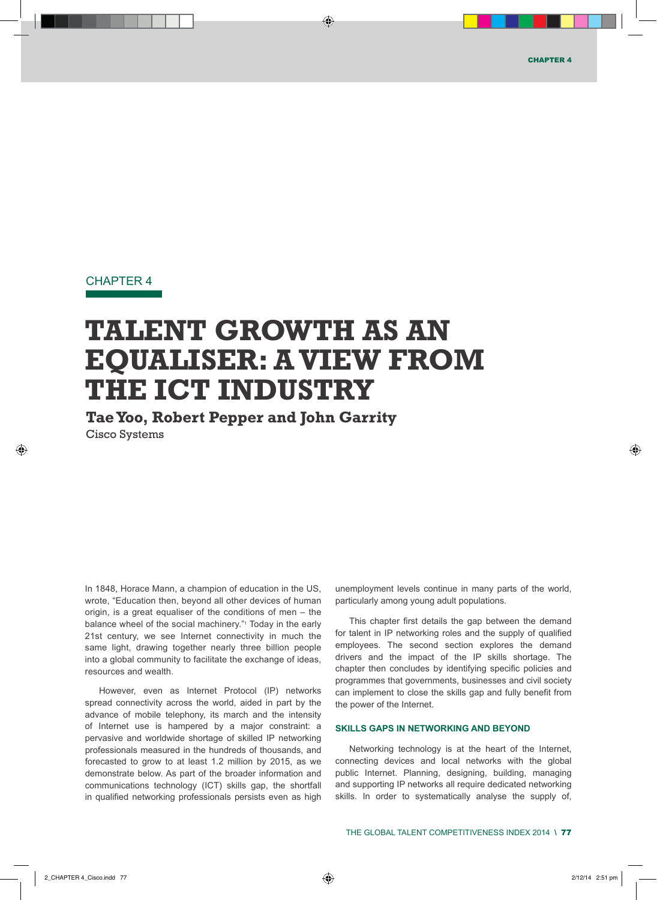CHAPTER 4

# TALENT GROWTH AS AN EQUALISER: A VIEW FROM THE ICT INDUSTRY

**Tae Yoo, Robert Pepper and John Garrity**
Cisco Systems

In 1848, Horace Mann, a champion of education in the US, wrote, "Education then, beyond all other devices of human origin, is a great equaliser of the conditions of men – the balance wheel of the social machinery."[1] Today in the early 21st century, we see Internet connectivity in much the same light, drawing together nearly three billion people into a global community to facilitate the exchange of ideas, resources and wealth.

However, even as Internet Protocol (IP) networks spread connectivity across the world, aided in part by the advance of mobile telephony, its march and the intensity of Internet use is hampered by a major constraint: a pervasive and worldwide shortage of skilled IP networking professionals measured in the hundreds of thousands, and forecasted to grow to at least 1.2 million by 2015, as we demonstrate below. As part of the broader information and communications technology (ICT) skills gap, the shortfall in qualified networking professionals persists even as high unemployment levels continue in many parts of the world, particularly among young adult populations.

This chapter first details the gap between the demand for talent in IP networking roles and the supply of qualified employees. The second section explores the demand drivers and the impact of the IP skills shortage. The chapter then concludes by identifying specific policies and programmes that governments, businesses and civil society can implement to close the skills gap and fully benefit from the power of the Internet.

## SKILLS GAPS IN NETWORKING AND BEYOND

Networking technology is at the heart of the Internet, connecting devices and local networks with the global public Internet. Planning, designing, building, managing and supporting IP networks all require dedicated networking skills. In order to systematically analyse the supply of,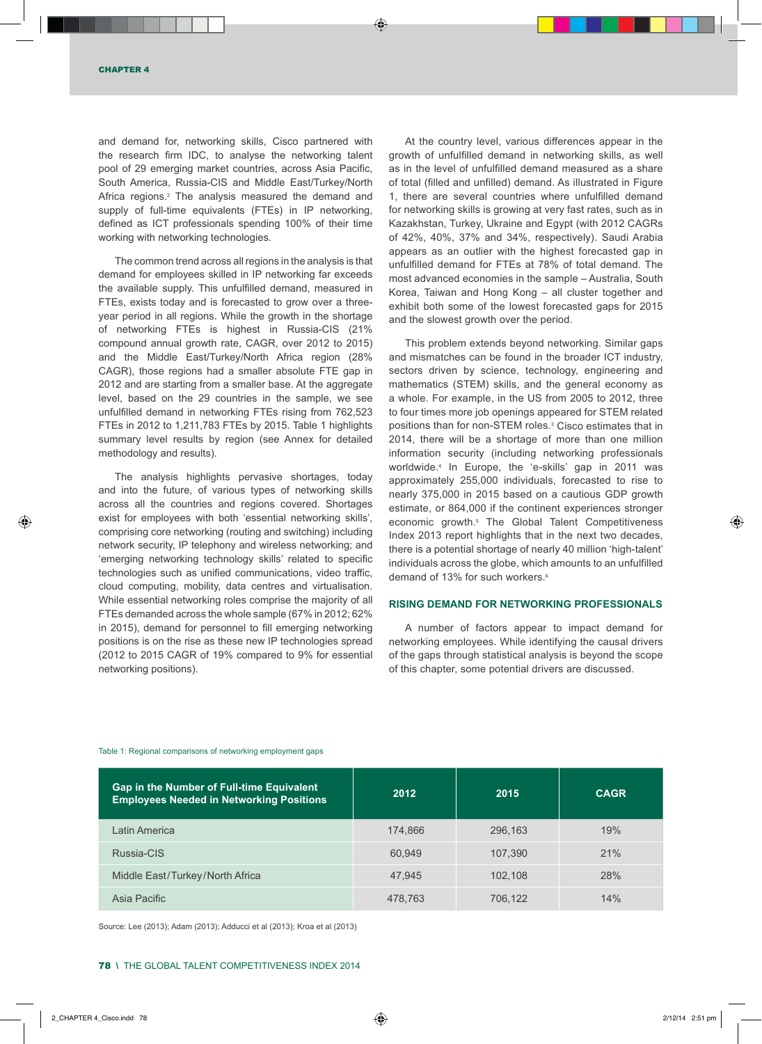and demand for, networking skills, Cisco partnered with the research firm IDC, to analyse the networking talent pool of 29 emerging market countries, across Asia Pacific, South America, Russia-CIS and Middle East/Turkey/North Africa regions.[2] The analysis measured the demand and supply of full-time equivalents (FTEs) in IP networking, defined as ICT professionals spending 100% of their time working with networking technologies.

The common trend across all regions in the analysis is that demand for employees skilled in IP networking far exceeds the available supply. This unfulfilled demand, measured in FTEs, exists today and is forecasted to grow over a three-year period in all regions. While the growth in the shortage of networking FTEs is highest in Russia-CIS (21% compound annual growth rate, CAGR, over 2012 to 2015) and the Middle East/Turkey/North Africa region (28% CAGR), those regions had a smaller absolute FTE gap in 2012 and are starting from a smaller base. At the aggregate level, based on the 29 countries in the sample, we see unfulfilled demand in networking FTEs rising from 762,523 FTEs in 2012 to 1,211,783 FTEs by 2015. Table 1 highlights summary level results by region (see Annex for detailed methodology and results).

The analysis highlights pervasive shortages, today and into the future, of various types of networking skills across all the countries and regions covered. Shortages exist for employees with both 'essential networking skills', comprising core networking (routing and switching) including network security, IP telephony and wireless networking; and 'emerging networking technology skills' related to specific technologies such as unified communications, video traffic, cloud computing, mobility, data centres and virtualisation. While essential networking roles comprise the majority of all FTEs demanded across the whole sample (67% in 2012; 62% in 2015), demand for personnel to fill emerging networking positions is on the rise as these new IP technologies spread (2012 to 2015 CAGR of 19% compared to 9% for essential networking positions).

At the country level, various differences appear in the growth of unfulfilled demand in networking skills, as well as in the level of unfulfilled demand measured as a share of total (filled and unfilled) demand. As illustrated in Figure 1, there are several countries where unfulfilled demand for networking skills is growing at very fast rates, such as in Kazakhstan, Turkey, Ukraine and Egypt (with 2012 CAGRs of 42%, 40%, 37% and 34%, respectively). Saudi Arabia appears as an outlier with the highest forecasted gap in unfulfilled demand for FTEs at 78% of total demand. The most advanced economies in the sample – Australia, South Korea, Taiwan and Hong Kong – all cluster together and exhibit both some of the lowest forecasted gaps for 2015 and the slowest growth over the period.

This problem extends beyond networking. Similar gaps and mismatches can be found in the broader ICT industry, sectors driven by science, technology, engineering and mathematics (STEM) skills, and the general economy as a whole. For example, in the US from 2005 to 2012, three to four times more job openings appeared for STEM related positions than for non-STEM roles.[3] Cisco estimates that in 2014, there will be a shortage of more than one million information security (including networking professionals worldwide.[4] In Europe, the 'e-skills' gap in 2011 was approximately 255,000 individuals, forecasted to rise to nearly 375,000 in 2015 based on a cautious GDP growth estimate, or 864,000 if the continent experiences stronger economic growth.[5] The Global Talent Competitiveness Index 2013 report highlights that in the next two decades, there is a potential shortage of nearly 40 million 'high-talent' individuals across the globe, which amounts to an unfulfilled demand of 13% for such workers.[6]

## RISING DEMAND FOR NETWORKING PROFESSIONALS

A number of factors appear to impact demand for networking employees. While identifying the causal drivers of the gaps through statistical analysis is beyond the scope of this chapter, some potential drivers are discussed.

Table 1: Regional comparisons of networking employment gaps

| Gap in the Number of Full-time Equivalent Employees Needed in Networking Positions | 2012 | 2015 | CAGR |
|---|---|---|---|
| Latin America | 174,866 | 296,163 | 19% |
| Russia-CIS | 60,949 | 107,390 | 21% |
| Middle East/Turkey/North Africa | 47,945 | 102,108 | 28% |
| Asia Pacific | 478,763 | 706,122 | 14% |

Source: Lee (2013); Adam (2013); Adducci et al (2013); Kroa et al (2013)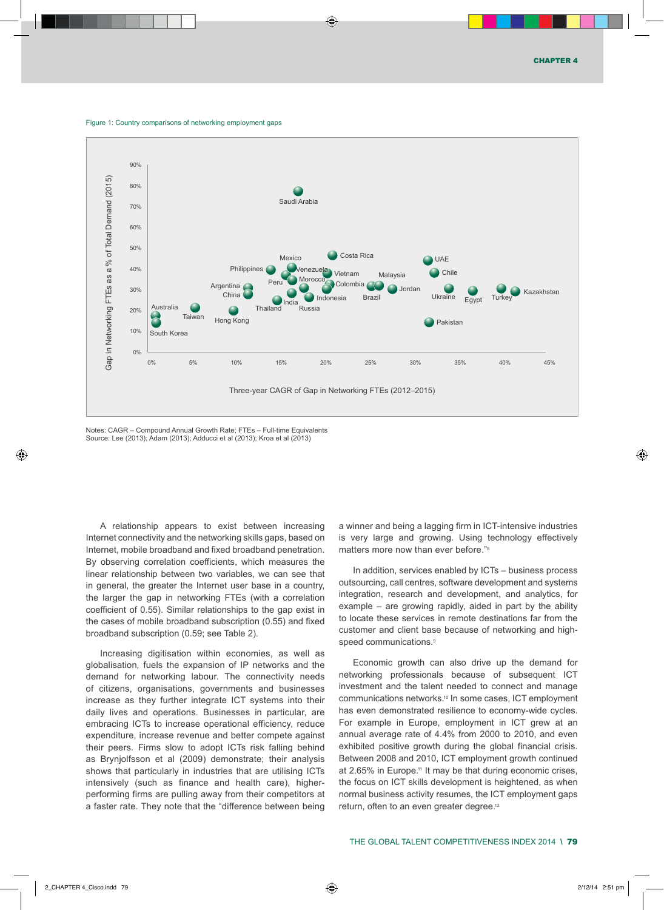Figure 1: Country comparisons of networking employment gaps

Notes: CAGR – Compound Annual Growth Rate; FTEs – Full-time Equivalents
Source: Lee (2013); Adam (2013); Adducci et al (2013); Kroa et al (2013)

A relationship appears to exist between increasing Internet connectivity and the networking skills gaps, based on Internet, mobile broadband and fixed broadband penetration. By observing correlation coefficients, which measures the linear relationship between two variables, we can see that in general, the greater the Internet user base in a country, the larger the gap in networking FTEs (with a correlation coefficient of 0.55). Similar relationships to the gap exist in the cases of mobile broadband subscription (0.55) and fixed broadband subscription (0.59; see Table 2).

Increasing digitisation within economies, as well as globalisation, fuels the expansion of IP networks and the demand for networking labour. The connectivity needs of citizens, organisations, governments and businesses increase as they further integrate ICT systems into their daily lives and operations. Businesses in particular, are embracing ICTs to increase operational efficiency, reduce expenditure, increase revenue and better compete against their peers. Firms slow to adopt ICTs risk falling behind as Brynjolfsson et al (2009) demonstrate; their analysis shows that particularly in industries that are utilising ICTs intensively (such as finance and health care), higher-performing firms are pulling away from their competitors at a faster rate. They note that the "difference between being a winner and being a lagging firm in ICT-intensive industries is very large and growing. Using technology effectively matters more now than ever before."[8]

In addition, services enabled by ICTs – business process outsourcing, call centres, software development and systems integration, research and development, and analytics, for example – are growing rapidly, aided in part by the ability to locate these services in remote destinations far from the customer and client base because of networking and high-speed communications.[9]

Economic growth can also drive up the demand for networking professionals because of subsequent ICT investment and the talent needed to connect and manage communications networks.[10] In some cases, ICT employment has even demonstrated resilience to economy-wide cycles. For example in Europe, employment in ICT grew at an annual average rate of 4.4% from 2000 to 2010, and even exhibited positive growth during the global financial crisis. Between 2008 and 2010, ICT employment growth continued at 2.65% in Europe.[11] It may be that during economic crises, the focus on ICT skills development is heightened, as when normal business activity resumes, the ICT employment gaps return, often to an even greater degree.[12]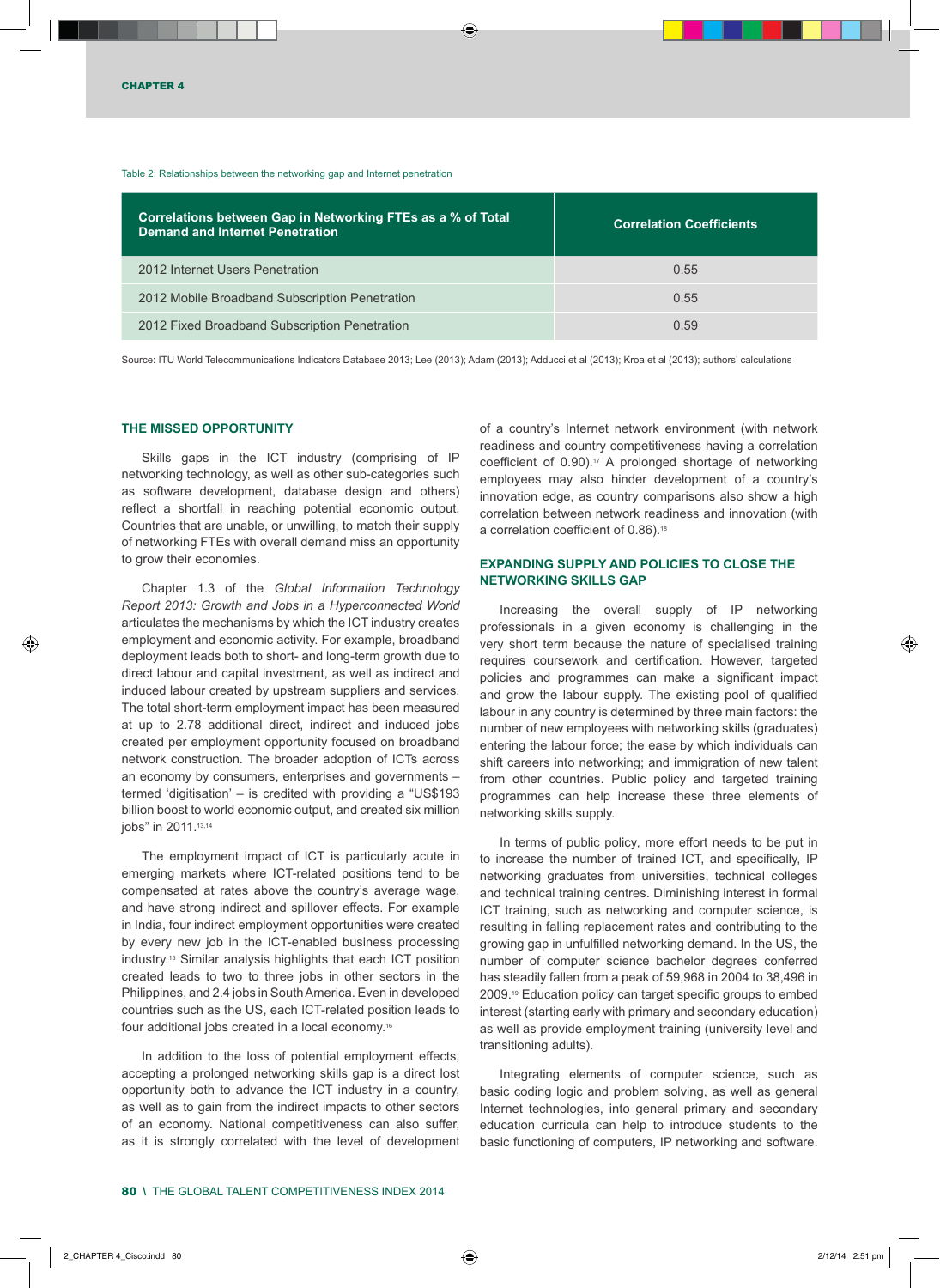Table 2: Relationships between the networking gap and Internet penetration

| Correlations between Gap in Networking FTEs as a % of Total Demand and Internet Penetration | Correlation Coefficients |
|---|---|
| 2012 Internet Users Penetration | 0.55 |
| 2012 Mobile Broadband Subscription Penetration | 0.55 |
| 2012 Fixed Broadband Subscription Penetration | 0.59 |

Source: ITU World Telecommunications Indicators Database 2013; Lee (2013); Adam (2013); Adducci et al (2013); Kroa et al (2013); authors' calculations

## THE MISSED OPPORTUNITY

Skills gaps in the ICT industry (comprising of IP networking technology, as well as other sub-categories such as software development, database design and others) reflect a shortfall in reaching potential economic output. Countries that are unable, or unwilling, to match their supply of networking FTEs with overall demand miss an opportunity to grow their economies.

Chapter 1.3 of the *Global Information Technology Report 2013: Growth and Jobs in a Hyperconnected World* articulates the mechanisms by which the ICT industry creates employment and economic activity. For example, broadband deployment leads both to short- and long-term growth due to direct labour and capital investment, as well as indirect and induced labour created by upstream suppliers and services. The total short-term employment impact has been measured at up to 2.78 additional direct, indirect and induced jobs created per employment opportunity focused on broadband network construction. The broader adoption of ICTs across an economy by consumers, enterprises and governments – termed 'digitisation' – is credited with providing a "US$193 billion boost to world economic output, and created six million jobs" in 2011.[13,14]

The employment impact of ICT is particularly acute in emerging markets where ICT-related positions tend to be compensated at rates above the country's average wage, and have strong indirect and spillover effects. For example in India, four indirect employment opportunities were created by every new job in the ICT-enabled business processing industry.[15] Similar analysis highlights that each ICT position created leads to two to three jobs in other sectors in the Philippines, and 2.4 jobs in South America. Even in developed countries such as the US, each ICT-related position leads to four additional jobs created in a local economy.[16]

In addition to the loss of potential employment effects, accepting a prolonged networking skills gap is a direct lost opportunity both to advance the ICT industry in a country, as well as to gain from the indirect impacts to other sectors of an economy. National competitiveness can also suffer, as it is strongly correlated with the level of development of a country's Internet network environment (with network readiness and country competitiveness having a correlation coefficient of 0.90).[17] A prolonged shortage of networking employees may also hinder development of a country's innovation edge, as country comparisons also show a high correlation between network readiness and innovation (with a correlation coefficient of 0.86).[18]

## EXPANDING SUPPLY AND POLICIES TO CLOSE THE NETWORKING SKILLS GAP

Increasing the overall supply of IP networking professionals in a given economy is challenging in the very short term because the nature of specialised training requires coursework and certification. However, targeted policies and programmes can make a significant impact and grow the labour supply. The existing pool of qualified labour in any country is determined by three main factors: the number of new employees with networking skills (graduates) entering the labour force; the ease by which individuals can shift careers into networking; and immigration of new talent from other countries. Public policy and targeted training programmes can help increase these three elements of networking skills supply.

In terms of public policy, more effort needs to be put in to increase the number of trained ICT, and specifically, IP networking graduates from universities, technical colleges and technical training centres. Diminishing interest in formal ICT training, such as networking and computer science, is resulting in falling replacement rates and contributing to the growing gap in unfulfilled networking demand. In the US, the number of computer science bachelor degrees conferred has steadily fallen from a peak of 59,968 in 2004 to 38,496 in 2009.[19] Education policy can target specific groups to embed interest (starting early with primary and secondary education) as well as provide employment training (university level and transitioning adults).

Integrating elements of computer science, such as basic coding logic and problem solving, as well as general Internet technologies, into general primary and secondary education curricula can help to introduce students to the basic functioning of computers, IP networking and software.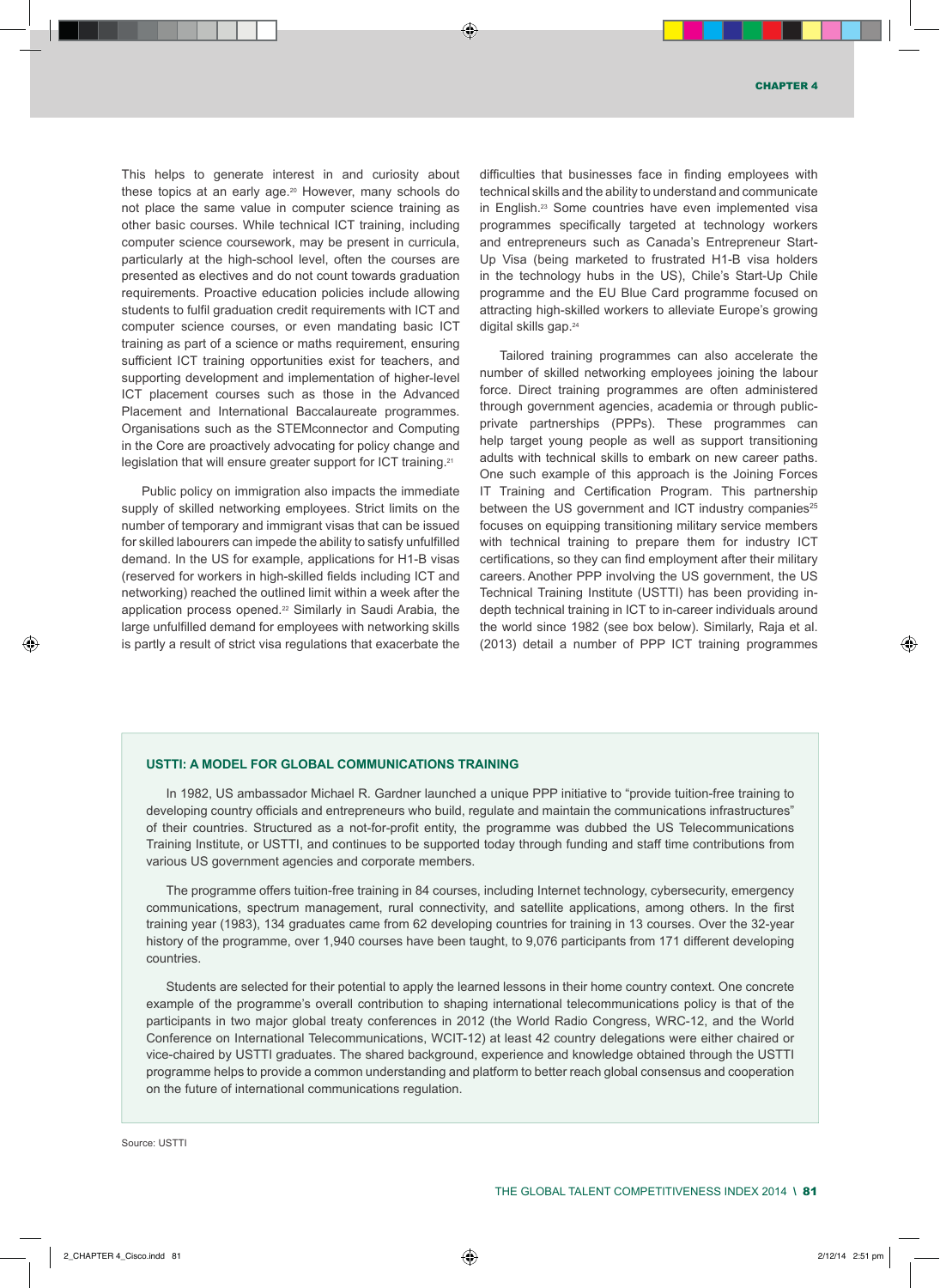This helps to generate interest in and curiosity about these topics at an early age.[20] However, many schools do not place the same value in computer science training as other basic courses. While technical ICT training, including computer science coursework, may be present in curricula, particularly at the high-school level, often the courses are presented as electives and do not count towards graduation requirements. Proactive education policies include allowing students to fulfil graduation credit requirements with ICT and computer science courses, or even mandating basic ICT training as part of a science or maths requirement, ensuring sufficient ICT training opportunities exist for teachers, and supporting development and implementation of higher-level ICT placement courses such as those in the Advanced Placement and International Baccalaureate programmes. Organisations such as the STEMconnector and Computing in the Core are proactively advocating for policy change and legislation that will ensure greater support for ICT training.[21]

Public policy on immigration also impacts the immediate supply of skilled networking employees. Strict limits on the number of temporary and immigrant visas that can be issued for skilled labourers can impede the ability to satisfy unfulfilled demand. In the US for example, applications for H1-B visas (reserved for workers in high-skilled fields including ICT and networking) reached the outlined limit within a week after the application process opened.[22] Similarly in Saudi Arabia, the large unfulfilled demand for employees with networking skills is partly a result of strict visa regulations that exacerbate the difficulties that businesses face in finding employees with technical skills and the ability to understand and communicate in English.[23] Some countries have even implemented visa programmes specifically targeted at technology workers and entrepreneurs such as Canada's Entrepreneur Start-Up Visa (being marketed to frustrated H1-B visa holders in the technology hubs in the US), Chile's Start-Up Chile programme and the EU Blue Card programme focused on attracting high-skilled workers to alleviate Europe's growing digital skills gap.[24]

Tailored training programmes can also accelerate the number of skilled networking employees joining the labour force. Direct training programmes are often administered through government agencies, academia or through public-private partnerships (PPPs). These programmes can help target young people as well as support transitioning adults with technical skills to embark on new career paths. One such example of this approach is the Joining Forces IT Training and Certification Program. This partnership between the US government and ICT industry companies[25] focuses on equipping transitioning military service members with technical training to prepare them for industry ICT certifications, so they can find employment after their military careers. Another PPP involving the US government, the US Technical Training Institute (USTTI) has been providing in-depth technical training in ICT to in-career individuals around the world since 1982 (see box below). Similarly, Raja et al. (2013) detail a number of PPP ICT training programmes

**USTTI: A MODEL FOR GLOBAL COMMUNICATIONS TRAINING**

In 1982, US ambassador Michael R. Gardner launched a unique PPP initiative to "provide tuition-free training to developing country officials and entrepreneurs who build, regulate and maintain the communications infrastructures" of their countries. Structured as a not-for-profit entity, the programme was dubbed the US Telecommunications Training Institute, or USTTI, and continues to be supported today through funding and staff time contributions from various US government agencies and corporate members.

The programme offers tuition-free training in 84 courses, including Internet technology, cybersecurity, emergency communications, spectrum management, rural connectivity, and satellite applications, among others. In the first training year (1983), 134 graduates came from 62 developing countries for training in 13 courses. Over the 32-year history of the programme, over 1,940 courses have been taught, to 9,076 participants from 171 different developing countries.

Students are selected for their potential to apply the learned lessons in their home country context. One concrete example of the programme's overall contribution to shaping international telecommunications policy is that of the participants in two major global treaty conferences in 2012 (the World Radio Congress, WRC-12, and the World Conference on International Telecommunications, WCIT-12) at least 42 country delegations were either chaired or vice-chaired by USTTI graduates. The shared background, experience and knowledge obtained through the USTTI programme helps to provide a common understanding and platform to better reach global consensus and cooperation on the future of international communications regulation.

Source: USTTI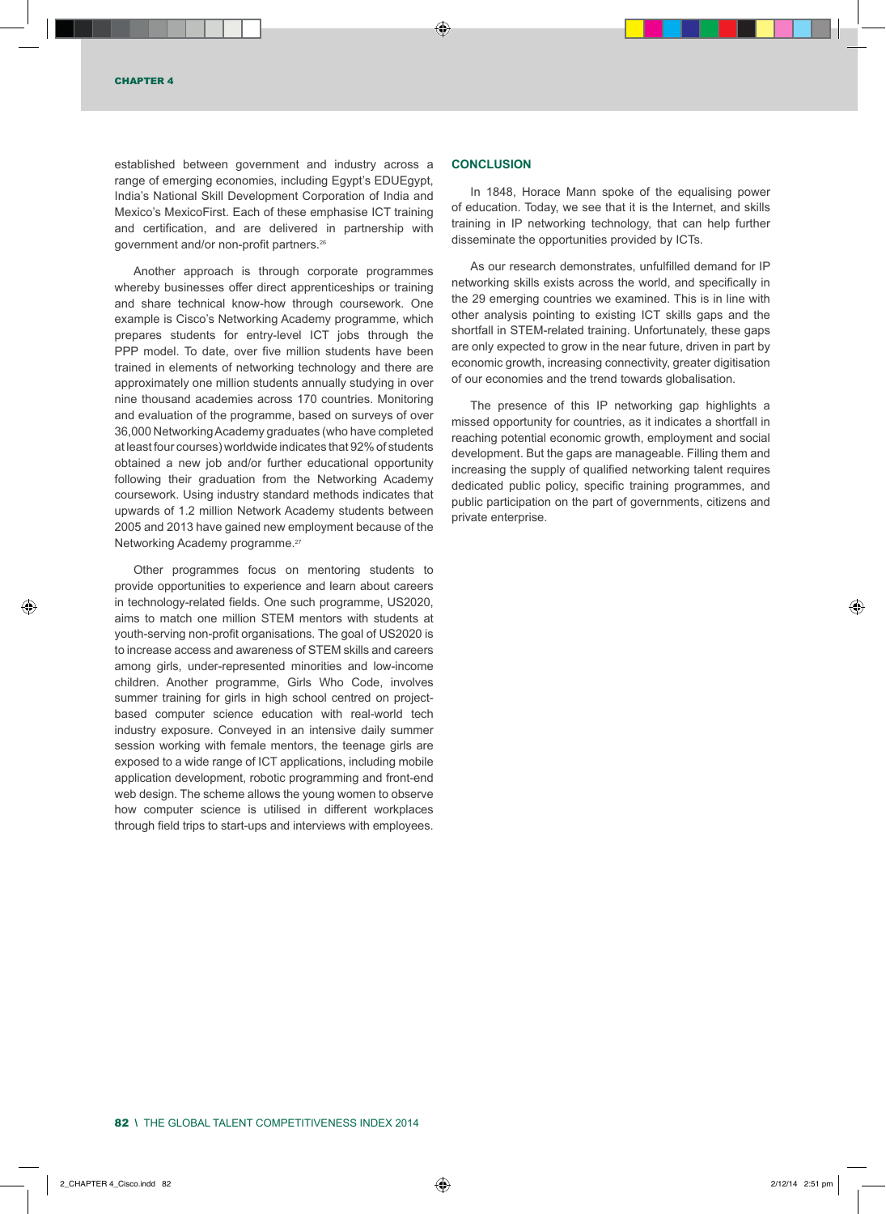established between government and industry across a range of emerging economies, including Egypt's EDUEgypt, India's National Skill Development Corporation of India and Mexico's MexicoFirst. Each of these emphasise ICT training and certification, and are delivered in partnership with government and/or non-profit partners.[26]

Another approach is through corporate programmes whereby businesses offer direct apprenticeships or training and share technical know-how through coursework. One example is Cisco's Networking Academy programme, which prepares students for entry-level ICT jobs through the PPP model. To date, over five million students have been trained in elements of networking technology and there are approximately one million students annually studying in over nine thousand academies across 170 countries. Monitoring and evaluation of the programme, based on surveys of over 36,000 Networking Academy graduates (who have completed at least four courses) worldwide indicates that 92% of students obtained a new job and/or further educational opportunity following their graduation from the Networking Academy coursework. Using industry standard methods indicates that upwards of 1.2 million Network Academy students between 2005 and 2013 have gained new employment because of the Networking Academy programme.[27]

Other programmes focus on mentoring students to provide opportunities to experience and learn about careers in technology-related fields. One such programme, US2020, aims to match one million STEM mentors with students at youth-serving non-profit organisations. The goal of US2020 is to increase access and awareness of STEM skills and careers among girls, under-represented minorities and low-income children. Another programme, Girls Who Code, involves summer training for girls in high school centred on project-based computer science education with real-world tech industry exposure. Conveyed in an intensive daily summer session working with female mentors, the teenage girls are exposed to a wide range of ICT applications, including mobile application development, robotic programming and front-end web design. The scheme allows the young women to observe how computer science is utilised in different workplaces through field trips to start-ups and interviews with employees.

## CONCLUSION

In 1848, Horace Mann spoke of the equalising power of education. Today, we see that it is the Internet, and skills training in IP networking technology, that can help further disseminate the opportunities provided by ICTs.

As our research demonstrates, unfulfilled demand for IP networking skills exists across the world, and specifically in the 29 emerging countries we examined. This is in line with other analysis pointing to existing ICT skills gaps and the shortfall in STEM-related training. Unfortunately, these gaps are only expected to grow in the near future, driven in part by economic growth, increasing connectivity, greater digitisation of our economies and the trend towards globalisation.

The presence of this IP networking gap highlights a missed opportunity for countries, as it indicates a shortfall in reaching potential economic growth, employment and social development. But the gaps are manageable. Filling them and increasing the supply of qualified networking talent requires dedicated public policy, specific training programmes, and public participation on the part of governments, citizens and private enterprise.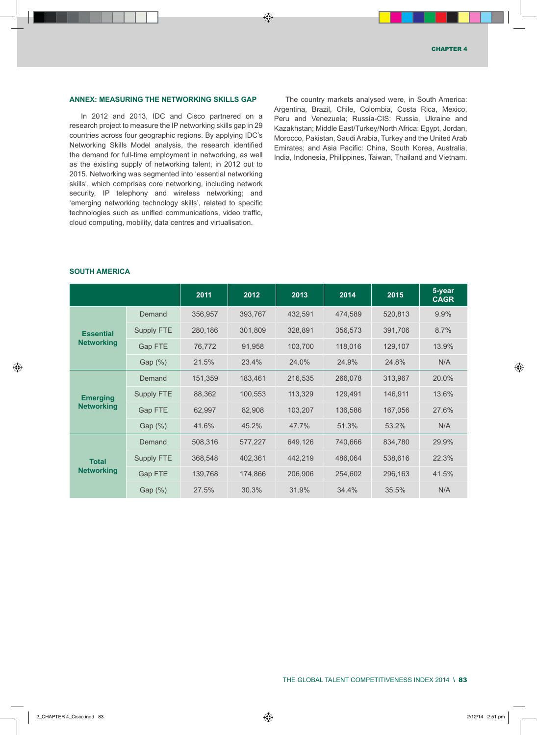## ANNEX: MEASURING THE NETWORKING SKILLS GAP

In 2012 and 2013, IDC and Cisco partnered on a research project to measure the IP networking skills gap in 29 countries across four geographic regions. By applying IDC's Networking Skills Model analysis, the research identified the demand for full-time employment in networking, as well as the existing supply of networking talent, in 2012 out to 2015. Networking was segmented into 'essential networking skills', which comprises core networking, including network security, IP telephony and wireless networking; and 'emerging networking technology skills', related to specific technologies such as unified communications, video traffic, cloud computing, mobility, data centres and virtualisation.

The country markets analysed were, in South America: Argentina, Brazil, Chile, Colombia, Costa Rica, Mexico, Peru and Venezuela; Russia-CIS: Russia, Ukraine and Kazakhstan; Middle East/Turkey/North Africa: Egypt, Jordan, Morocco, Pakistan, Saudi Arabia, Turkey and the United Arab Emirates; and Asia Pacific: China, South Korea, Australia, India, Indonesia, Philippines, Taiwan, Thailand and Vietnam.

### SOUTH AMERICA

| | | 2011 | 2012 | 2013 | 2014 | 2015 | 5-year CAGR |
|---|---|---|---|---|---|---|---|
| Essential Networking | Demand | 356,957 | 393,767 | 432,591 | 474,589 | 520,813 | 9.9% |
| | Supply FTE | 280,186 | 301,809 | 328,891 | 356,573 | 391,706 | 8.7% |
| | Gap FTE | 76,772 | 91,958 | 103,700 | 118,016 | 129,107 | 13.9% |
| | Gap (%) | 21.5% | 23.4% | 24.0% | 24.9% | 24.8% | N/A |
| Emerging Networking | Demand | 151,359 | 183,461 | 216,535 | 266,078 | 313,967 | 20.0% |
| | Supply FTE | 88,362 | 100,553 | 113,329 | 129,491 | 146,911 | 13.6% |
| | Gap FTE | 62,997 | 82,908 | 103,207 | 136,586 | 167,056 | 27.6% |
| | Gap (%) | 41.6% | 45.2% | 47.7% | 51.3% | 53.2% | N/A |
| Total Networking | Demand | 508,316 | 577,227 | 649,126 | 740,666 | 834,780 | 29.9% |
| | Supply FTE | 368,548 | 402,361 | 442,219 | 486,064 | 538,616 | 22.3% |
| | Gap FTE | 139,768 | 174,866 | 206,906 | 254,602 | 296,163 | 41.5% |
| | Gap (%) | 27.5% | 30.3% | 31.9% | 34.4% | 35.5% | N/A |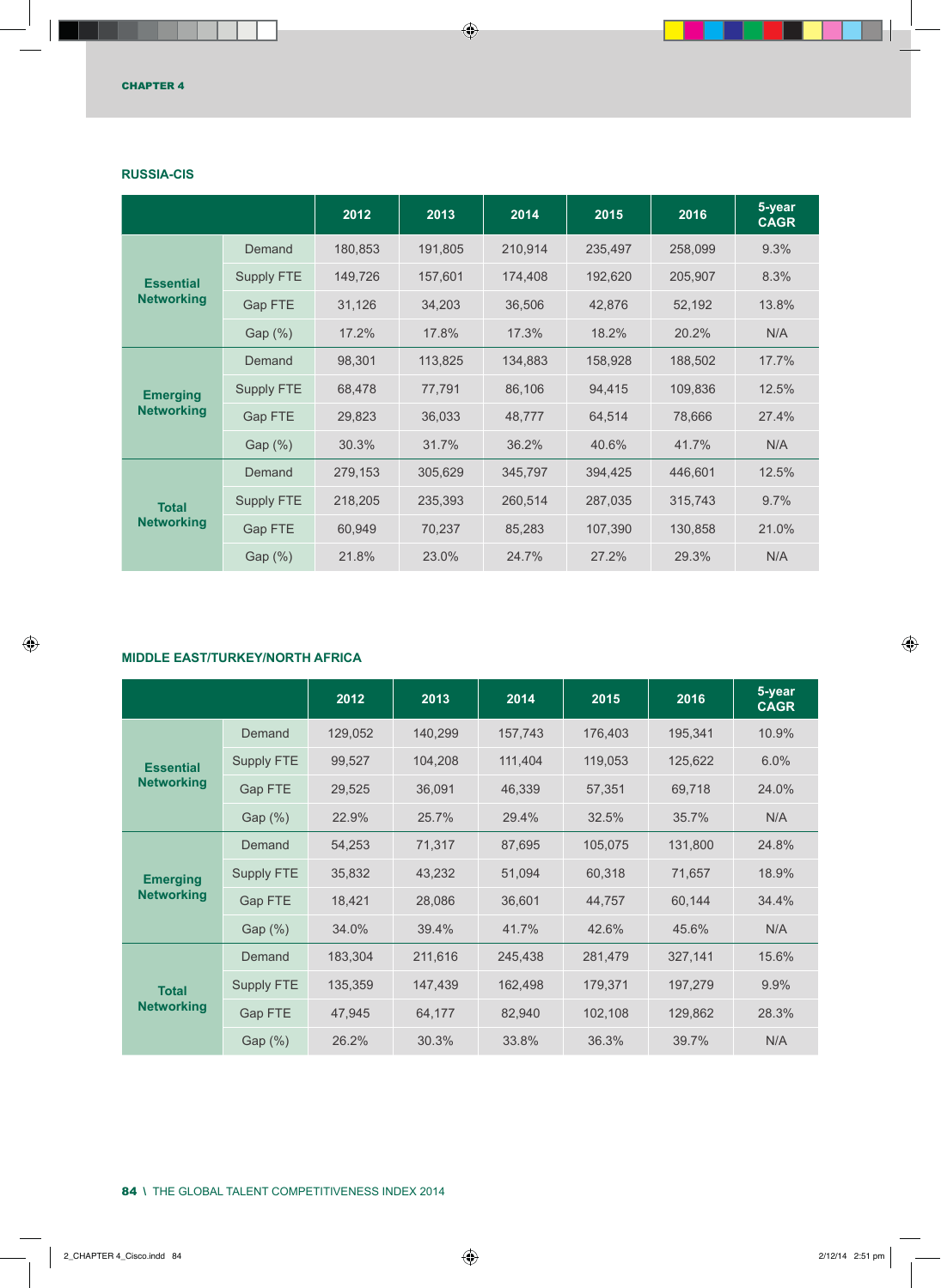### RUSSIA-CIS

| | | 2012 | 2013 | 2014 | 2015 | 2016 | 5-year CAGR |
|---|---|---|---|---|---|---|---|
| **Essential Networking** | Demand | 180,853 | 191,805 | 210,914 | 235,497 | 258,099 | 9.3% |
| | Supply FTE | 149,726 | 157,601 | 174,408 | 192,620 | 205,907 | 8.3% |
| | Gap FTE | 31,126 | 34,203 | 36,506 | 42,876 | 52,192 | 13.8% |
| | Gap (%) | 17.2% | 17.8% | 17.3% | 18.2% | 20.2% | N/A |
| **Emerging Networking** | Demand | 98,301 | 113,825 | 134,883 | 158,928 | 188,502 | 17.7% |
| | Supply FTE | 68,478 | 77,791 | 86,106 | 94,415 | 109,836 | 12.5% |
| | Gap FTE | 29,823 | 36,033 | 48,777 | 64,514 | 78,666 | 27.4% |
| | Gap (%) | 30.3% | 31.7% | 36.2% | 40.6% | 41.7% | N/A |
| **Total Networking** | Demand | 279,153 | 305,629 | 345,797 | 394,425 | 446,601 | 12.5% |
| | Supply FTE | 218,205 | 235,393 | 260,514 | 287,035 | 315,743 | 9.7% |
| | Gap FTE | 60,949 | 70,237 | 85,283 | 107,390 | 130,858 | 21.0% |
| | Gap (%) | 21.8% | 23.0% | 24.7% | 27.2% | 29.3% | N/A |

### MIDDLE EAST/TURKEY/NORTH AFRICA

| | | 2012 | 2013 | 2014 | 2015 | 2016 | 5-year CAGR |
|---|---|---|---|---|---|---|---|
| **Essential Networking** | Demand | 129,052 | 140,299 | 157,743 | 176,403 | 195,341 | 10.9% |
| | Supply FTE | 99,527 | 104,208 | 111,404 | 119,053 | 125,622 | 6.0% |
| | Gap FTE | 29,525 | 36,091 | 46,339 | 57,351 | 69,718 | 24.0% |
| | Gap (%) | 22.9% | 25.7% | 29.4% | 32.5% | 35.7% | N/A |
| **Emerging Networking** | Demand | 54,253 | 71,317 | 87,695 | 105,075 | 131,800 | 24.8% |
| | Supply FTE | 35,832 | 43,232 | 51,094 | 60,318 | 71,657 | 18.9% |
| | Gap FTE | 18,421 | 28,086 | 36,601 | 44,757 | 60,144 | 34.4% |
| | Gap (%) | 34.0% | 39.4% | 41.7% | 42.6% | 45.6% | N/A |
| **Total Networking** | Demand | 183,304 | 211,616 | 245,438 | 281,479 | 327,141 | 15.6% |
| | Supply FTE | 135,359 | 147,439 | 162,498 | 179,371 | 197,279 | 9.9% |
| | Gap FTE | 47,945 | 64,177 | 82,940 | 102,108 | 129,862 | 28.3% |
| | Gap (%) | 26.2% | 30.3% | 33.8% | 36.3% | 39.7% | N/A |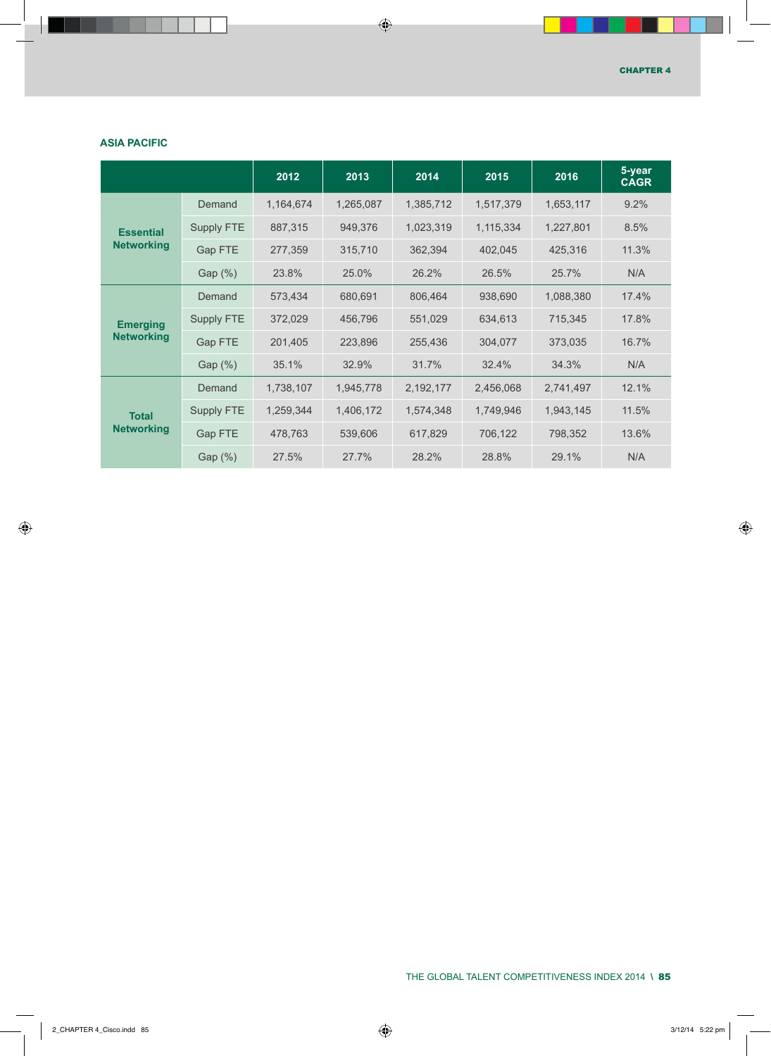### ASIA PACIFIC

| | | 2012 | 2013 | 2014 | 2015 | 2016 | 5-year CAGR |
|---|---|---|---|---|---|---|---|
| **Essential Networking** | Demand | 1,164,674 | 1,265,087 | 1,385,712 | 1,517,379 | 1,653,117 | 9.2% |
| | Supply FTE | 887,315 | 949,376 | 1,023,319 | 1,115,334 | 1,227,801 | 8.5% |
| | Gap FTE | 277,359 | 315,710 | 362,394 | 402,045 | 425,316 | 11.3% |
| | Gap (%) | 23.8% | 25.0% | 26.2% | 26.5% | 25.7% | N/A |
| **Emerging Networking** | Demand | 573,434 | 680,691 | 806,464 | 938,690 | 1,088,380 | 17.4% |
| | Supply FTE | 372,029 | 456,796 | 551,029 | 634,613 | 715,345 | 17.8% |
| | Gap FTE | 201,405 | 223,896 | 255,436 | 304,077 | 373,035 | 16.7% |
| | Gap (%) | 35.1% | 32.9% | 31.7% | 32.4% | 34.3% | N/A |
| **Total Networking** | Demand | 1,738,107 | 1,945,778 | 2,192,177 | 2,456,068 | 2,741,497 | 12.1% |
| | Supply FTE | 1,259,344 | 1,406,172 | 1,574,348 | 1,749,946 | 1,943,145 | 11.5% |
| | Gap FTE | 478,763 | 539,606 | 617,829 | 706,122 | 798,352 | 13.6% |
| | Gap (%) | 27.5% | 27.7% | 28.2% | 28.8% | 29.1% | N/A |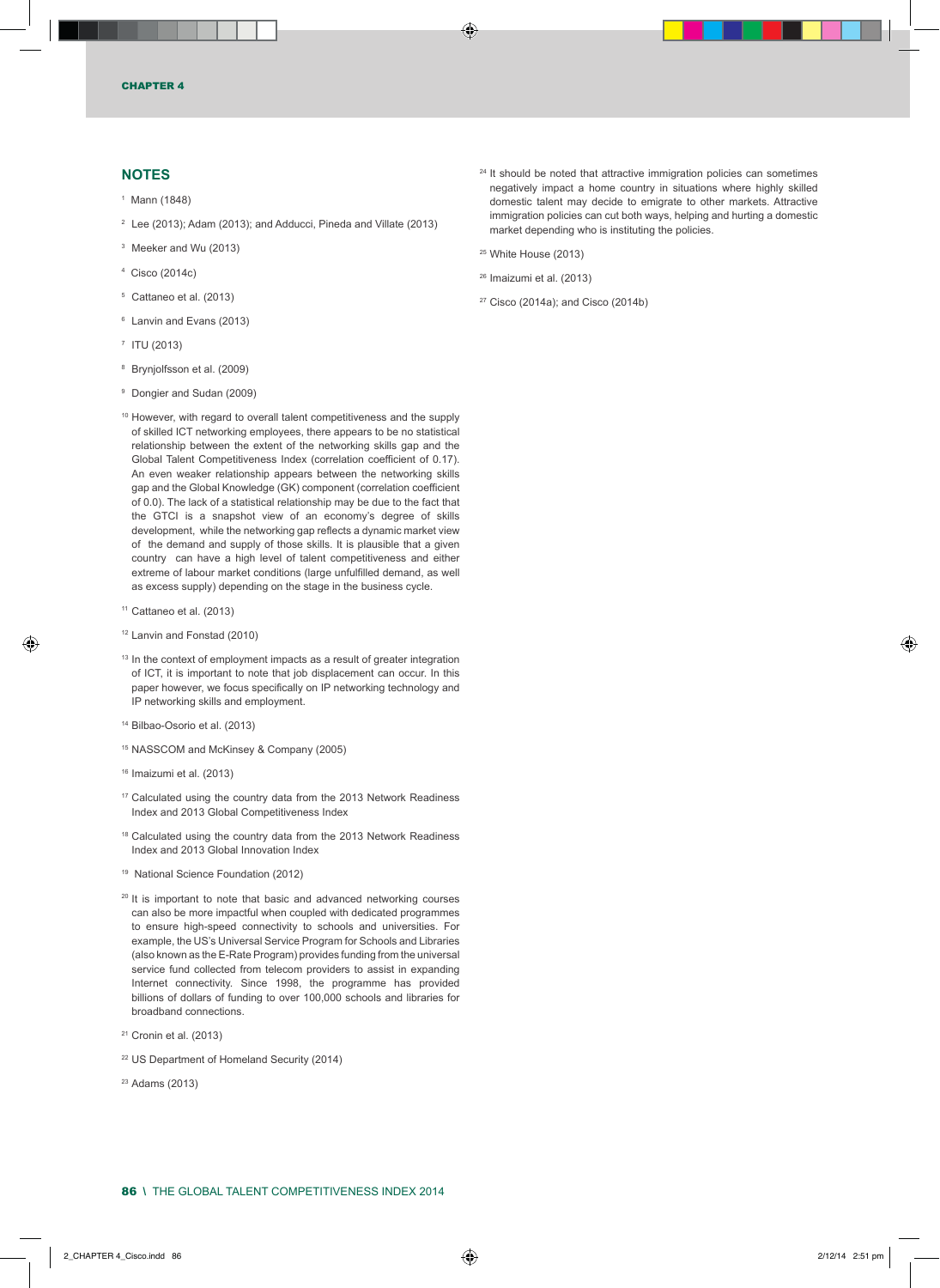## NOTES

[1] Mann (1848)

[2] Lee (2013); Adam (2013); and Adducci, Pineda and Villate (2013)

[3] Meeker and Wu (2013)

[4] Cisco (2014c)

[5] Cattaneo et al. (2013)

[6] Lanvin and Evans (2013)

[7] ITU (2013)

[8] Brynjolfsson et al. (2009)

[9] Dongier and Sudan (2009)

[10] However, with regard to overall talent competitiveness and the supply of skilled ICT networking employees, there appears to be no statistical relationship between the extent of the networking skills gap and the Global Talent Competitiveness Index (correlation coefficient of 0.17). An even weaker relationship appears between the networking skills gap and the Global Knowledge (GK) component (correlation coefficient of 0.0). The lack of a statistical relationship may be due to the fact that the GTCI is a snapshot view of an economy's degree of skills development, while the networking gap reflects a dynamic market view of the demand and supply of those skills. It is plausible that a given country can have a high level of talent competitiveness and either extreme of labour market conditions (large unfulfilled demand, as well as excess supply) depending on the stage in the business cycle.

[11] Cattaneo et al. (2013)

[12] Lanvin and Fonstad (2010)

[13] In the context of employment impacts as a result of greater integration of ICT, it is important to note that job displacement can occur. In this paper however, we focus specifically on IP networking technology and IP networking skills and employment.

[14] Bilbao-Osorio et al. (2013)

[15] NASSCOM and McKinsey & Company (2005)

[16] Imaizumi et al. (2013)

[17] Calculated using the country data from the 2013 Network Readiness Index and 2013 Global Competitiveness Index

[18] Calculated using the country data from the 2013 Network Readiness Index and 2013 Global Innovation Index

[19] National Science Foundation (2012)

[20] It is important to note that basic and advanced networking courses can also be more impactful when coupled with dedicated programmes to ensure high-speed connectivity to schools and universities. For example, the US's Universal Service Program for Schools and Libraries (also known as the E-Rate Program) provides funding from the universal service fund collected from telecom providers to assist in expanding Internet connectivity. Since 1998, the programme has provided billions of dollars of funding to over 100,000 schools and libraries for broadband connections.

[21] Cronin et al. (2013)

[22] US Department of Homeland Security (2014)

[23] Adams (2013)

[24] It should be noted that attractive immigration policies can sometimes negatively impact a home country in situations where highly skilled domestic talent may decide to emigrate to other markets. Attractive immigration policies can cut both ways, helping and hurting a domestic market depending who is instituting the policies.

[25] White House (2013)

[26] Imaizumi et al. (2013)

[27] Cisco (2014a); and Cisco (2014b)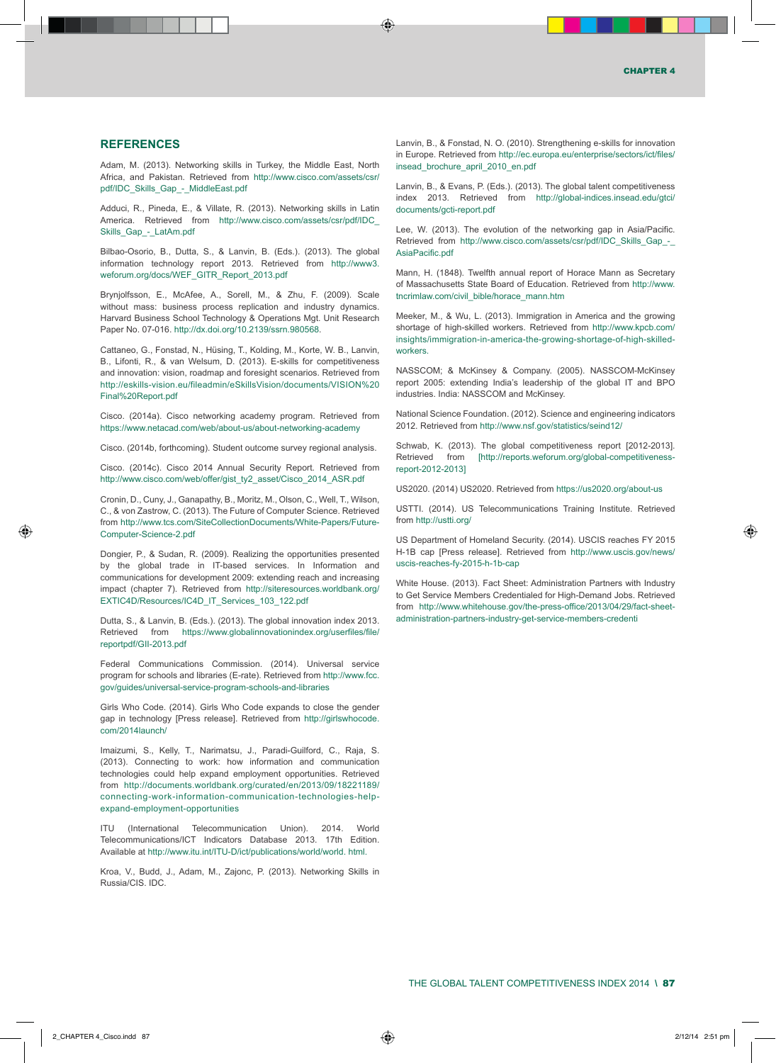## REFERENCES

Adam, M. (2013). Networking skills in Turkey, the Middle East, North Africa, and Pakistan. Retrieved from http://www.cisco.com/assets/csr/pdf/IDC_Skills_Gap_-_MiddleEast.pdf

Adduci, R., Pineda, E., & Villate, R. (2013). Networking skills in Latin America. Retrieved from http://www.cisco.com/assets/csr/pdf/IDC_Skills_Gap_-_LatAm.pdf

Bilbao-Osorio, B., Dutta, S., & Lanvin, B. (Eds.). (2013). The global information technology report 2013. Retrieved from http://www3.weforum.org/docs/WEF_GITR_Report_2013.pdf

Brynjolfsson, E., McAfee, A., Sorell, M., & Zhu, F. (2009). Scale without mass: business process replication and industry dynamics. Harvard Business School Technology & Operations Mgt. Unit Research Paper No. 07-016. http://dx.doi.org/10.2139/ssrn.980568.

Cattaneo, G., Fonstad, N., Hüsing, T., Kolding, M., Korte, W. B., Lanvin, B., Lifonti, R., & van Welsum, D. (2013). E-skills for competitiveness and innovation: vision, roadmap and foresight scenarios. Retrieved from http://eskills-vision.eu/fileadmin/eSkillsVision/documents/VISION%20Final%20Report.pdf

Cisco. (2014a). Cisco networking academy program. Retrieved from https://www.netacad.com/web/about-us/about-networking-academy

Cisco. (2014b, forthcoming). Student outcome survey regional analysis.

Cisco. (2014c). Cisco 2014 Annual Security Report. Retrieved from http://www.cisco.com/web/offer/gist_ty2_asset/Cisco_2014_ASR.pdf

Cronin, D., Cuny, J., Ganapathy, B., Moritz, M., Olson, C., Well, T., Wilson, C., & von Zastrow, C. (2013). The Future of Computer Science. Retrieved from http://www.tcs.com/SiteCollectionDocuments/White-Papers/Future-Computer-Science-2.pdf

Dongier, P., & Sudan, R. (2009). Realizing the opportunities presented by the global trade in IT-based services. In Information and communications for development 2009: extending reach and increasing impact (chapter 7). Retrieved from http://siteresources.worldbank.org/EXTIC4D/Resources/IC4D_IT_Services_103_122.pdf

Dutta, S., & Lanvin, B. (Eds.). (2013). The global innovation index 2013. Retrieved from https://www.globalinnovationindex.org/userfiles/file/reportpdf/GII-2013.pdf

Federal Communications Commission. (2014). Universal service program for schools and libraries (E-rate). Retrieved from http://www.fcc.gov/guides/universal-service-program-schools-and-libraries

Girls Who Code. (2014). Girls Who Code expands to close the gender gap in technology [Press release]. Retrieved from http://girlswhocode.com/2014launch/

Imaizumi, S., Kelly, T., Narimatsu, J., Paradi-Guilford, C., Raja, S. (2013). Connecting to work: how information and communication technologies could help expand employment opportunities. Retrieved from http://documents.worldbank.org/curated/en/2013/09/18221189/connecting-work-information-communication-technologies-help-expand-employment-opportunities

ITU (International Telecommunication Union). 2014. World Telecommunications/ICT Indicators Database 2013. 17th Edition. Available at http://www.itu.int/ITU-D/ict/publications/world/world. html.

Kroa, V., Budd, J., Adam, M., Zajonc, P. (2013). Networking Skills in Russia/CIS. IDC.

Lanvin, B., & Fonstad, N. O. (2010). Strengthening e-skills for innovation in Europe. Retrieved from http://ec.europa.eu/enterprise/sectors/ict/files/insead_brochure_april_2010_en.pdf

Lanvin, B., & Evans, P. (Eds.). (2013). The global talent competitiveness index 2013. Retrieved from http://global-indices.insead.edu/gtci/documents/gcti-report.pdf

Lee, W. (2013). The evolution of the networking gap in Asia/Pacific. Retrieved from http://www.cisco.com/assets/csr/pdf/IDC_Skills_Gap_-_AsiaPacific.pdf

Mann, H. (1848). Twelfth annual report of Horace Mann as Secretary of Massachusetts State Board of Education. Retrieved from http://www.tncrimlaw.com/civil_bible/horace_mann.htm

Meeker, M., & Wu, L. (2013). Immigration in America and the growing shortage of high-skilled workers. Retrieved from http://www.kpcb.com/insights/immigration-in-america-the-growing-shortage-of-high-skilled-workers.

NASSCOM; & McKinsey & Company. (2005). NASSCOM-McKinsey report 2005: extending India's leadership of the global IT and BPO industries. India: NASSCOM and McKinsey.

National Science Foundation. (2012). Science and engineering indicators 2012. Retrieved from http://www.nsf.gov/statistics/seind12/

Schwab, K. (2013). The global competitiveness report [2012-2013]. Retrieved from [http://reports.weforum.org/global-competitiveness-report-2012-2013]

US2020. (2014) US2020. Retrieved from https://us2020.org/about-us

USTTI. (2014). US Telecommunications Training Institute. Retrieved from http://ustti.org/

US Department of Homeland Security. (2014). USCIS reaches FY 2015 H-1B cap [Press release]. Retrieved from http://www.uscis.gov/news/uscis-reaches-fy-2015-h-1b-cap

White House. (2013). Fact Sheet: Administration Partners with Industry to Get Service Members Credentialed for High-Demand Jobs. Retrieved from http://www.whitehouse.gov/the-press-office/2013/04/29/fact-sheet-administration-partners-industry-get-service-members-credenti